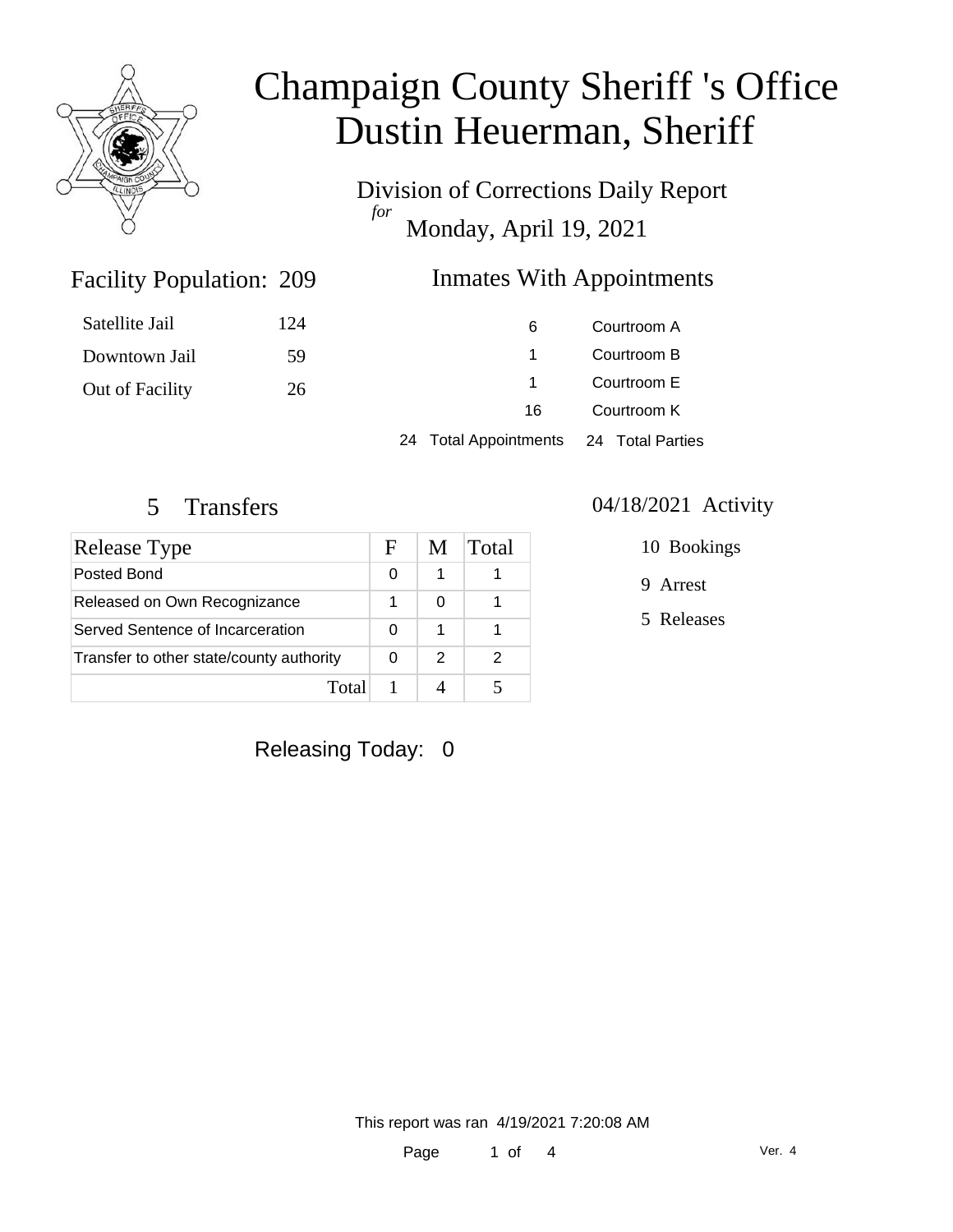# Champaign County Sheriff 's Office
# Dustin Heuerman, Sheriff

Division of Corrections Daily Report

*for*

Monday, April 19, 2021

## Facility Population: 209

| | |
|---|---|
| Satellite Jail | 124 |
| Downtown Jail | 59 |
| Out of Facility | 26 |

## Inmates With Appointments

| | |
|---|---|
| 6 | Courtroom A |
| 1 | Courtroom B |
| 1 | Courtroom E |
| 16 | Courtroom K |

24 Total Appointments    24 Total Parties

## 5 Transfers

| Release Type | F | M | Total |
|---|---|---|---|
| Posted Bond | 0 | 1 | 1 |
| Released on Own Recognizance | 1 | 0 | 1 |
| Served Sentence of Incarceration | 0 | 1 | 1 |
| Transfer to other state/county authority | 0 | 2 | 2 |
| Total | 1 | 4 | 5 |

## 04/18/2021 Activity

10 Bookings

9 Arrest

5 Releases

Releasing Today: 0

This report was ran 4/19/2021 7:20:08 AM

Ver. 4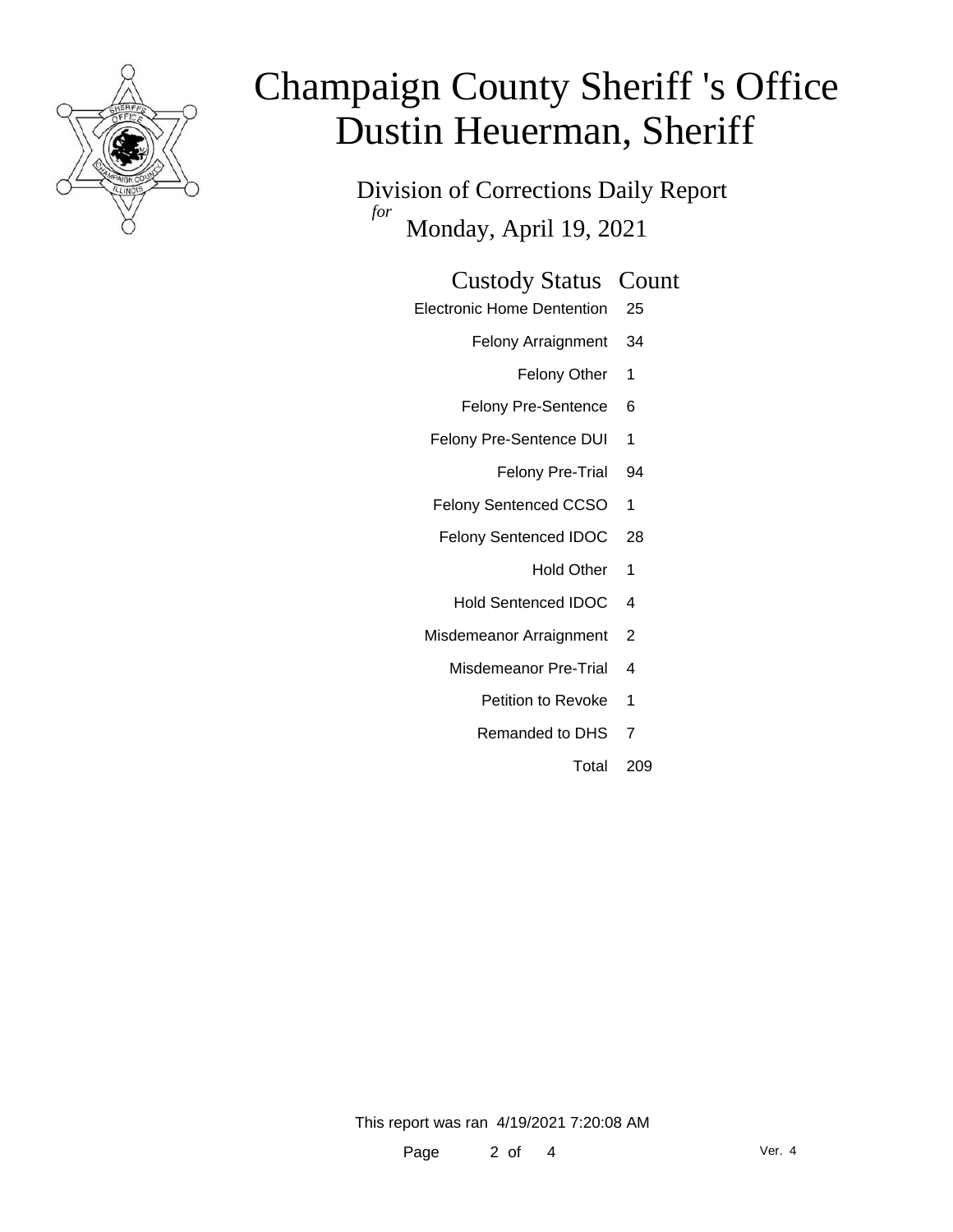# Champaign County Sheriff 's Office
# Dustin Heuerman, Sheriff

## Division of Corrections Daily Report

*for* Monday, April 19, 2021

| Custody Status | Count |
|---|---|
| Electronic Home Dentention | 25 |
| Felony Arraignment | 34 |
| Felony Other | 1 |
| Felony Pre-Sentence | 6 |
| Felony Pre-Sentence DUI | 1 |
| Felony Pre-Trial | 94 |
| Felony Sentenced CCSO | 1 |
| Felony Sentenced IDOC | 28 |
| Hold Other | 1 |
| Hold Sentenced IDOC | 4 |
| Misdemeanor Arraignment | 2 |
| Misdemeanor Pre-Trial | 4 |
| Petition to Revoke | 1 |
| Remanded to DHS | 7 |
| Total | 209 |

This report was ran 4/19/2021 7:20:08 AM

Ver. 4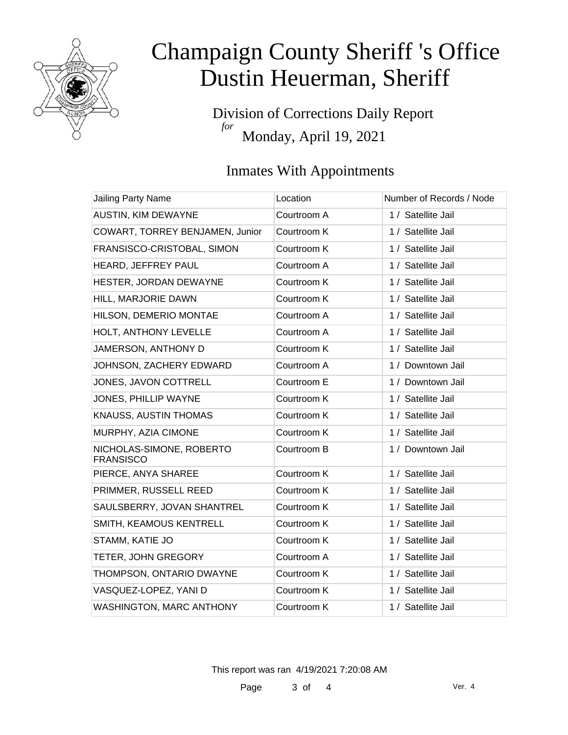# Champaign County Sheriff 's Office
# Dustin Heuerman, Sheriff

Division of Corrections Daily Report
*for*
Monday, April 19, 2021

## Inmates With Appointments

| Jailing Party Name | Location | Number of Records / Node |
|---|---|---|
| AUSTIN, KIM DEWAYNE | Courtroom A | 1 / Satellite Jail |
| COWART, TORREY BENJAMEN, Junior | Courtroom K | 1 / Satellite Jail |
| FRANSISCO-CRISTOBAL, SIMON | Courtroom K | 1 / Satellite Jail |
| HEARD, JEFFREY PAUL | Courtroom A | 1 / Satellite Jail |
| HESTER, JORDAN DEWAYNE | Courtroom K | 1 / Satellite Jail |
| HILL, MARJORIE DAWN | Courtroom K | 1 / Satellite Jail |
| HILSON, DEMERIO MONTAE | Courtroom A | 1 / Satellite Jail |
| HOLT, ANTHONY LEVELLE | Courtroom A | 1 / Satellite Jail |
| JAMERSON, ANTHONY D | Courtroom K | 1 / Satellite Jail |
| JOHNSON, ZACHERY EDWARD | Courtroom A | 1 / Downtown Jail |
| JONES, JAVON COTTRELL | Courtroom E | 1 / Downtown Jail |
| JONES, PHILLIP WAYNE | Courtroom K | 1 / Satellite Jail |
| KNAUSS, AUSTIN THOMAS | Courtroom K | 1 / Satellite Jail |
| MURPHY, AZIA CIMONE | Courtroom K | 1 / Satellite Jail |
| NICHOLAS-SIMONE, ROBERTO FRANSISCO | Courtroom B | 1 / Downtown Jail |
| PIERCE, ANYA SHAREE | Courtroom K | 1 / Satellite Jail |
| PRIMMER, RUSSELL REED | Courtroom K | 1 / Satellite Jail |
| SAULSBERRY, JOVAN SHANTREL | Courtroom K | 1 / Satellite Jail |
| SMITH, KEAMOUS KENTRELL | Courtroom K | 1 / Satellite Jail |
| STAMM, KATIE JO | Courtroom K | 1 / Satellite Jail |
| TETER, JOHN GREGORY | Courtroom A | 1 / Satellite Jail |
| THOMPSON, ONTARIO DWAYNE | Courtroom K | 1 / Satellite Jail |
| VASQUEZ-LOPEZ, YANI D | Courtroom K | 1 / Satellite Jail |
| WASHINGTON, MARC ANTHONY | Courtroom K | 1 / Satellite Jail |

This report was ran 4/19/2021 7:20:08 AM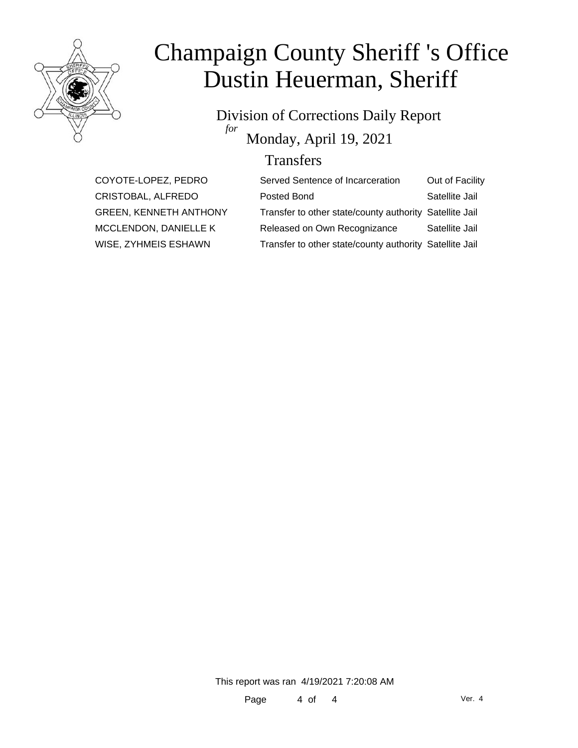# Champaign County Sheriff 's Office
# Dustin Heuerman, Sheriff

Division of Corrections Daily Report

*for* Monday, April 19, 2021

## Transfers

| | | |
|---|---|---|
| COYOTE-LOPEZ, PEDRO | Served Sentence of Incarceration | Out of Facility |
| CRISTOBAL, ALFREDO | Posted Bond | Satellite Jail |
| GREEN, KENNETH ANTHONY | Transfer to other state/county authority | Satellite Jail |
| MCCLENDON, DANIELLE K | Released on Own Recognizance | Satellite Jail |
| WISE, ZYHMEIS ESHAWN | Transfer to other state/county authority | Satellite Jail |

This report was ran 4/19/2021 7:20:08 AM